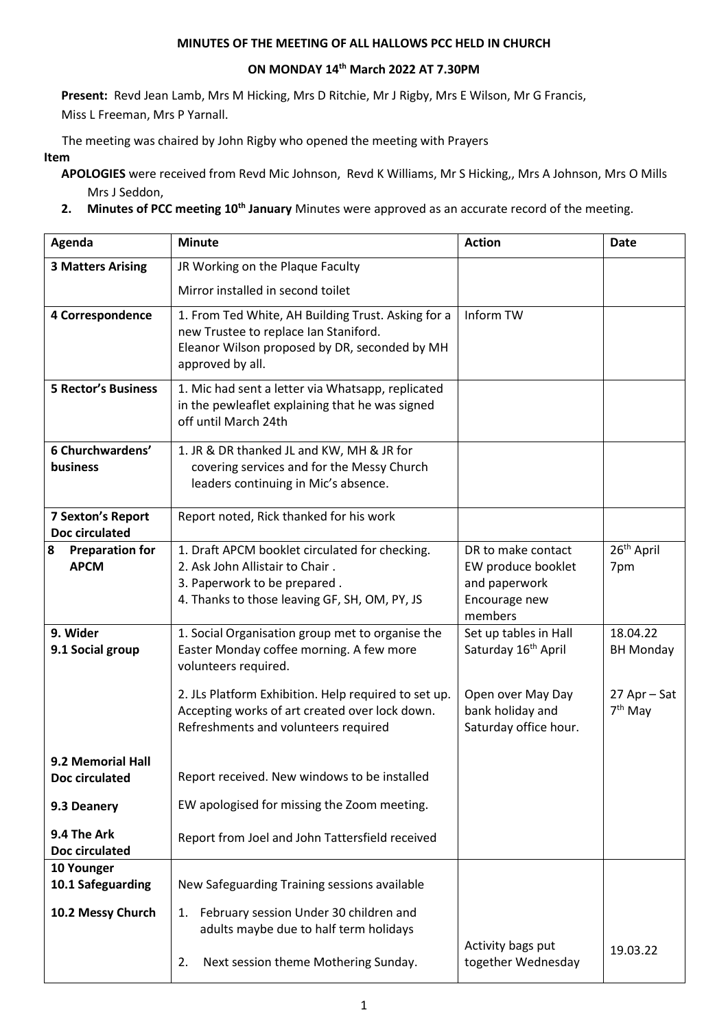**MINUTES OF THE MEETING OF ALL HALLOWS PCC HELD IN CHURCH**

**ON MONDAY 14th March 2022 AT 7.30PM**

**Present:** Revd Jean Lamb, Mrs M Hicking, Mrs D Ritchie, Mr J Rigby, Mrs E Wilson, Mr G Francis, Miss L Freeman, Mrs P Yarnall.

The meeting was chaired by John Rigby who opened the meeting with Prayers

**Item**

**APOLOGIES** were received from Revd Mic Johnson, Revd K Williams, Mr S Hicking,, Mrs A Johnson, Mrs O Mills Mrs J Seddon,

**2. Minutes of PCC meeting 10th January** Minutes were approved as an accurate record of the meeting.

| Agenda | Minute | Action | Date |
|---|---|---|---|
| **3 Matters Arising** | JR Working on the Plaque Faculty<br>Mirror installed in second toilet | | |
| **4 Correspondence** | 1. From Ted White, AH Building Trust. Asking for a new Trustee to replace Ian Staniford. Eleanor Wilson proposed by DR, seconded by MH approved by all. | Inform TW | |
| **5 Rector's Business** | 1. Mic had sent a letter via Whatsapp, replicated in the pewleaflet explaining that he was signed off until March 24th | | |
| **6 Churchwardens' business** | 1. JR & DR thanked JL and KW, MH & JR for covering services and for the Messy Church leaders continuing in Mic's absence. | | |
| **7 Sexton's Report Doc circulated** | Report noted, Rick thanked for his work | | |
| **8 Preparation for APCM** | 1. Draft APCM booklet circulated for checking.<br>2. Ask John Allistair to Chair .<br>3. Paperwork to be prepared .<br>4. Thanks to those leaving GF, SH, OM, PY, JS | DR to make contact<br>EW produce booklet and paperwork<br>Encourage new members | 26th April 7pm |
| **9. Wider**<br>**9.1 Social group** | 1. Social Organisation group met to organise the Easter Monday coffee morning. A few more volunteers required.<br>2. JLs Platform Exhibition. Help required to set up. Accepting works of art created over lock down. Refreshments and volunteers required | Set up tables in Hall Saturday 16th April<br>Open over May Day bank holiday and Saturday office hour. | 18.04.22 BH Monday<br>27 Apr – Sat 7th May |
| **9.2 Memorial Hall Doc circulated** | Report received. New windows to be installed | | |
| **9.3 Deanery** | EW apologised for missing the Zoom meeting. | | |
| **9.4 The Ark Doc circulated** | Report from Joel and John Tattersfield received | | |
| **10 Younger**<br>**10.1 Safeguarding** | New Safeguarding Training sessions available | | |
| **10.2 Messy Church** | 1. February session Under 30 children and adults maybe due to half term holidays<br>2. Next session theme Mothering Sunday. | Activity bags put together Wednesday | 19.03.22 |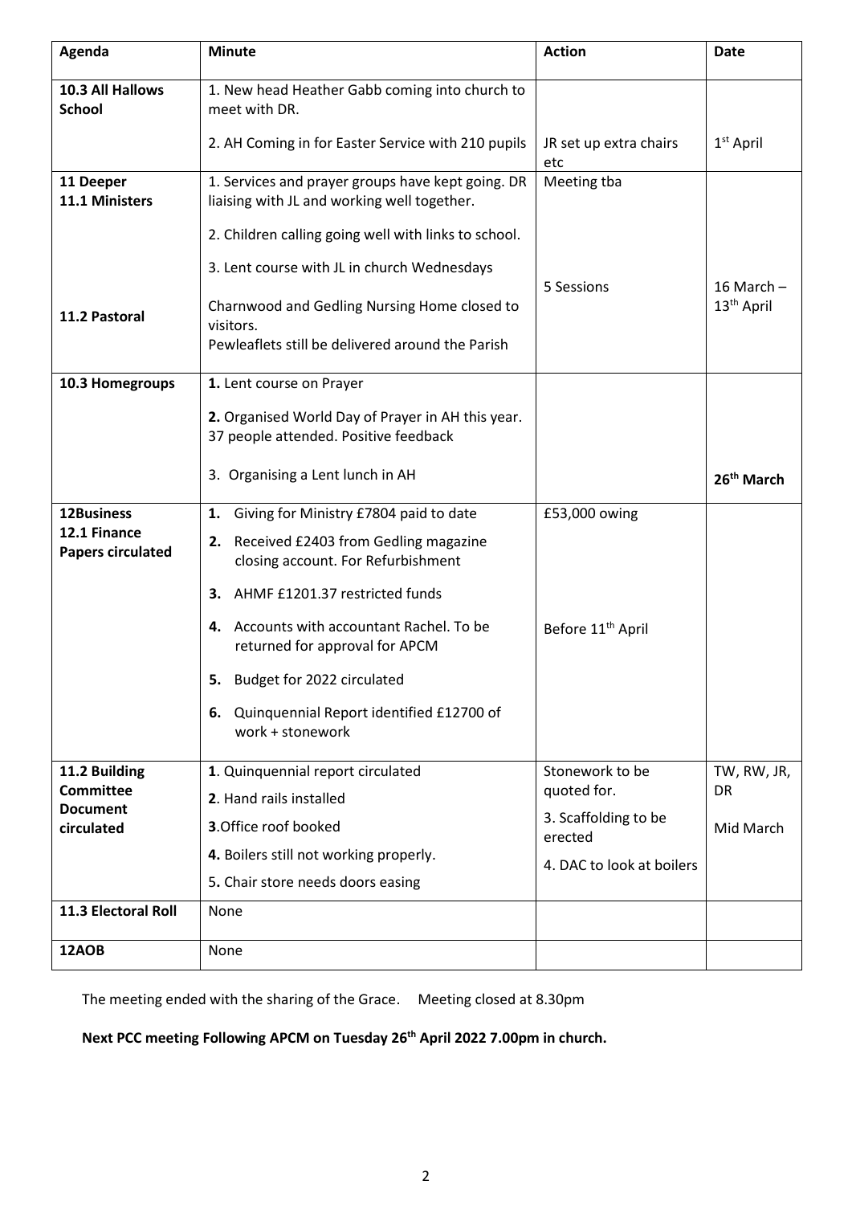| Agenda | Minute | Action | Date |
|---|---|---|---|
| **10.3 All Hallows School** | 1. New head Heather Gabb coming into church to meet with DR.<br><br>2. AH Coming in for Easter Service with 210 pupils | JR set up extra chairs etc | 1st April |
| **11 Deeper**<br>**11.1 Ministers**<br><br><br><br>**11.2 Pastoral** | 1. Services and prayer groups have kept going. DR liaising with JL and working well together.<br><br>2. Children calling going well with links to school.<br><br>3. Lent course with JL in church Wednesdays<br><br>Charnwood and Gedling Nursing Home closed to visitors.<br>Pewleaflets still be delivered around the Parish | Meeting tba<br><br><br><br>5 Sessions | 16 March – 13th April |
| **10.3 Homegroups** | **1.** Lent course on Prayer<br><br>**2.** Organised World Day of Prayer in AH this year. 37 people attended. Positive feedback<br><br>3. Organising a Lent lunch in AH | | **26th March** |
| **12Business**<br>**12.1 Finance**<br>**Papers circulated** | **1.** Giving for Ministry £7804 paid to date<br>**2.** Received £2403 from Gedling magazine closing account. For Refurbishment<br>**3.** AHMF £1201.37 restricted funds<br>**4.** Accounts with accountant Rachel. To be returned for approval for APCM<br>**5.** Budget for 2022 circulated<br>**6.** Quinquennial Report identified £12700 of work + stonework | £53,000 owing<br><br><br><br><br>Before 11th April | |
| **11.2 Building Committee**<br>**Document circulated** | **1**. Quinquennial report circulated<br>**2**. Hand rails installed<br>**3**.Office roof booked<br>**4.** Boilers still not working properly.<br>5**.** Chair store needs doors easing | Stonework to be quoted for.<br>3. Scaffolding to be erected<br>4. DAC to look at boilers | TW, RW, JR, DR<br><br>Mid March |
| **11.3 Electoral Roll** | None | | |
| **12AOB** | None | | |

The meeting ended with the sharing of the Grace. Meeting closed at 8.30pm

**Next PCC meeting Following APCM on Tuesday 26th April 2022 7.00pm in church.**